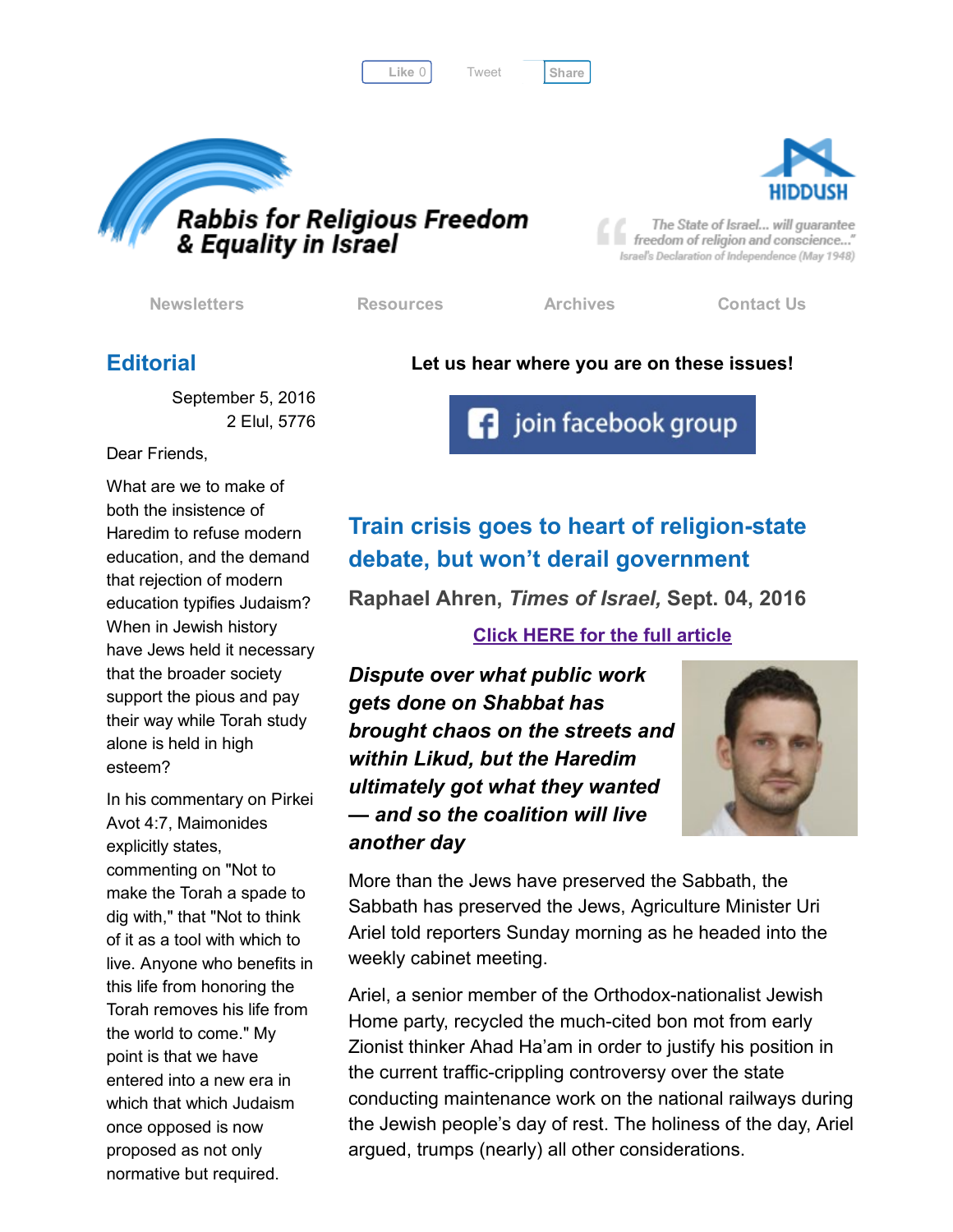Like 0 Tweet Share

# Rabbis for Religious Freedom & Equality in Israel

HIDDUSH

"The State of Israel... will guarantee freedom of religion and conscience..."
Israel's Declaration of Independence (May 1948)

Newsletters | Resources | Archives | Contact Us

## Editorial

September 5, 2016
2 Elul, 5776

Dear Friends,

What are we to make of both the insistence of Haredim to refuse modern education, and the demand that rejection of modern education typifies Judaism? When in Jewish history have Jews held it necessary that the broader society support the pious and pay their way while Torah study alone is held in high esteem?

In his commentary on Pirkei Avot 4:7, Maimonides explicitly states, commenting on "Not to make the Torah a spade to dig with," that "Not to think of it as a tool with which to live. Anyone who benefits in this life from honoring the Torah removes his life from the world to come." My point is that we have entered into a new era in which that which Judaism once opposed is now proposed as not only normative but required.

**Let us hear where you are on these issues!**

join facebook group

## Train crisis goes to heart of religion-state debate, but won't derail government

**Raphael Ahren, *Times of Israel,* Sept. 04, 2016**

Click HERE for the full article

***Dispute over what public work gets done on Shabbat has brought chaos on the streets and within Likud, but the Haredim ultimately got what they wanted — and so the coalition will live another day***

More than the Jews have preserved the Sabbath, the Sabbath has preserved the Jews, Agriculture Minister Uri Ariel told reporters Sunday morning as he headed into the weekly cabinet meeting.

Ariel, a senior member of the Orthodox-nationalist Jewish Home party, recycled the much-cited bon mot from early Zionist thinker Ahad Ha'am in order to justify his position in the current traffic-crippling controversy over the state conducting maintenance work on the national railways during the Jewish people's day of rest. The holiness of the day, Ariel argued, trumps (nearly) all other considerations.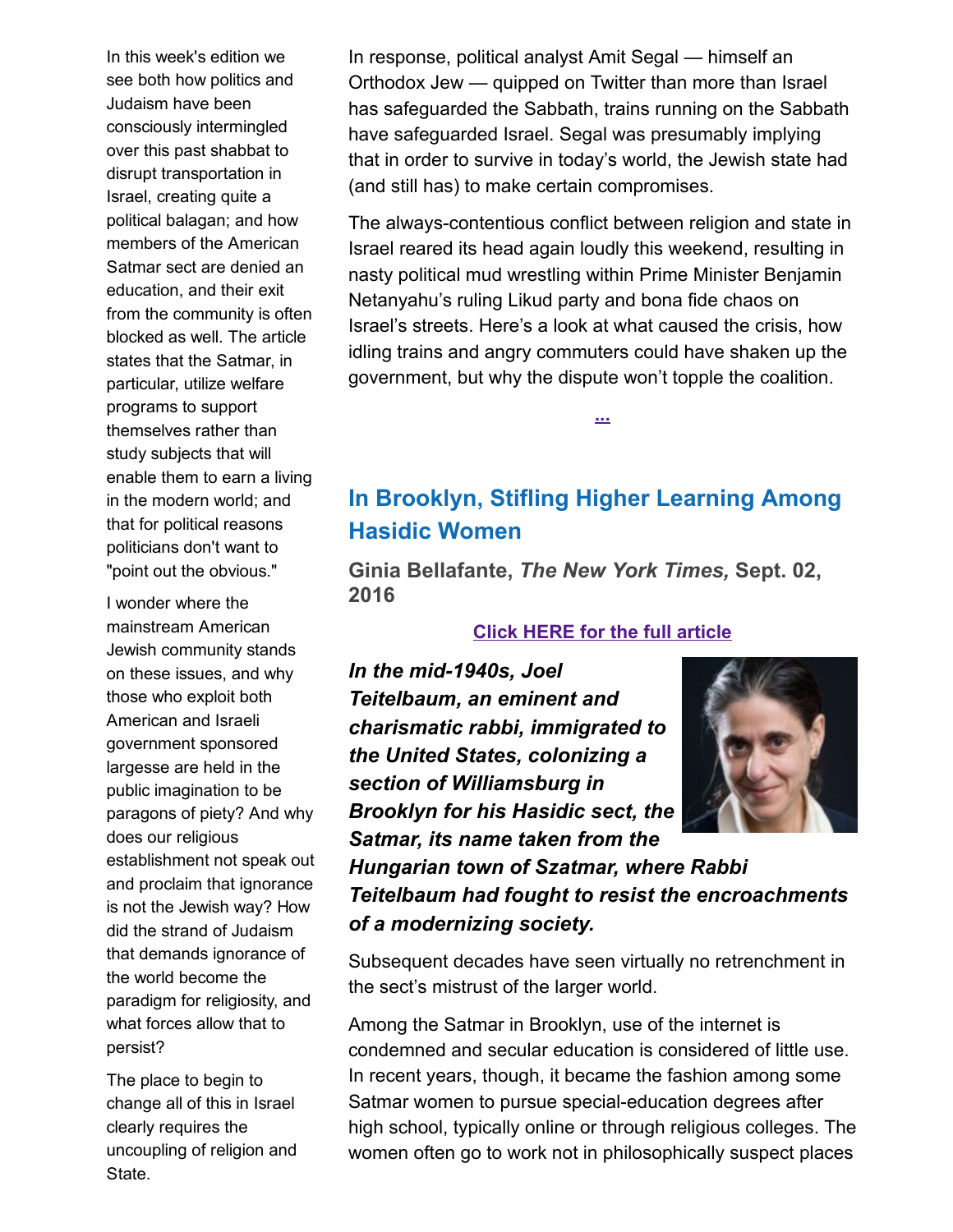In this week's edition we see both how politics and Judaism have been consciously intermingled over this past shabbat to disrupt transportation in Israel, creating quite a political balagan; and how members of the American Satmar sect are denied an education, and their exit from the community is often blocked as well. The article states that the Satmar, in particular, utilize welfare programs to support themselves rather than study subjects that will enable them to earn a living in the modern world; and that for political reasons politicians don't want to "point out the obvious."

I wonder where the mainstream American Jewish community stands on these issues, and why those who exploit both American and Israeli government sponsored largesse are held in the public imagination to be paragons of piety? And why does our religious establishment not speak out and proclaim that ignorance is not the Jewish way? How did the strand of Judaism that demands ignorance of the world become the paradigm for religiosity, and what forces allow that to persist?

The place to begin to change all of this in Israel clearly requires the uncoupling of religion and State.

In response, political analyst Amit Segal — himself an Orthodox Jew — quipped on Twitter than more than Israel has safeguarded the Sabbath, trains running on the Sabbath have safeguarded Israel. Segal was presumably implying that in order to survive in today's world, the Jewish state had (and still has) to make certain compromises.

The always-contentious conflict between religion and state in Israel reared its head again loudly this weekend, resulting in nasty political mud wrestling within Prime Minister Benjamin Netanyahu's ruling Likud party and bona fide chaos on Israel's streets. Here's a look at what caused the crisis, how idling trains and angry commuters could have shaken up the government, but why the dispute won't topple the coalition.

...

## In Brooklyn, Stifling Higher Learning Among Hasidic Women

**Ginia Bellafante, *The New York Times,* Sept. 02, 2016**

Click HERE for the full article

***In the mid-1940s, Joel Teitelbaum, an eminent and charismatic rabbi, immigrated to the United States, colonizing a section of Williamsburg in Brooklyn for his Hasidic sect, the Satmar, its name taken from the Hungarian town of Szatmar, where Rabbi Teitelbaum had fought to resist the encroachments of a modernizing society.***

Subsequent decades have seen virtually no retrenchment in the sect's mistrust of the larger world.

Among the Satmar in Brooklyn, use of the internet is condemned and secular education is considered of little use. In recent years, though, it became the fashion among some Satmar women to pursue special-education degrees after high school, typically online or through religious colleges. The women often go to work not in philosophically suspect places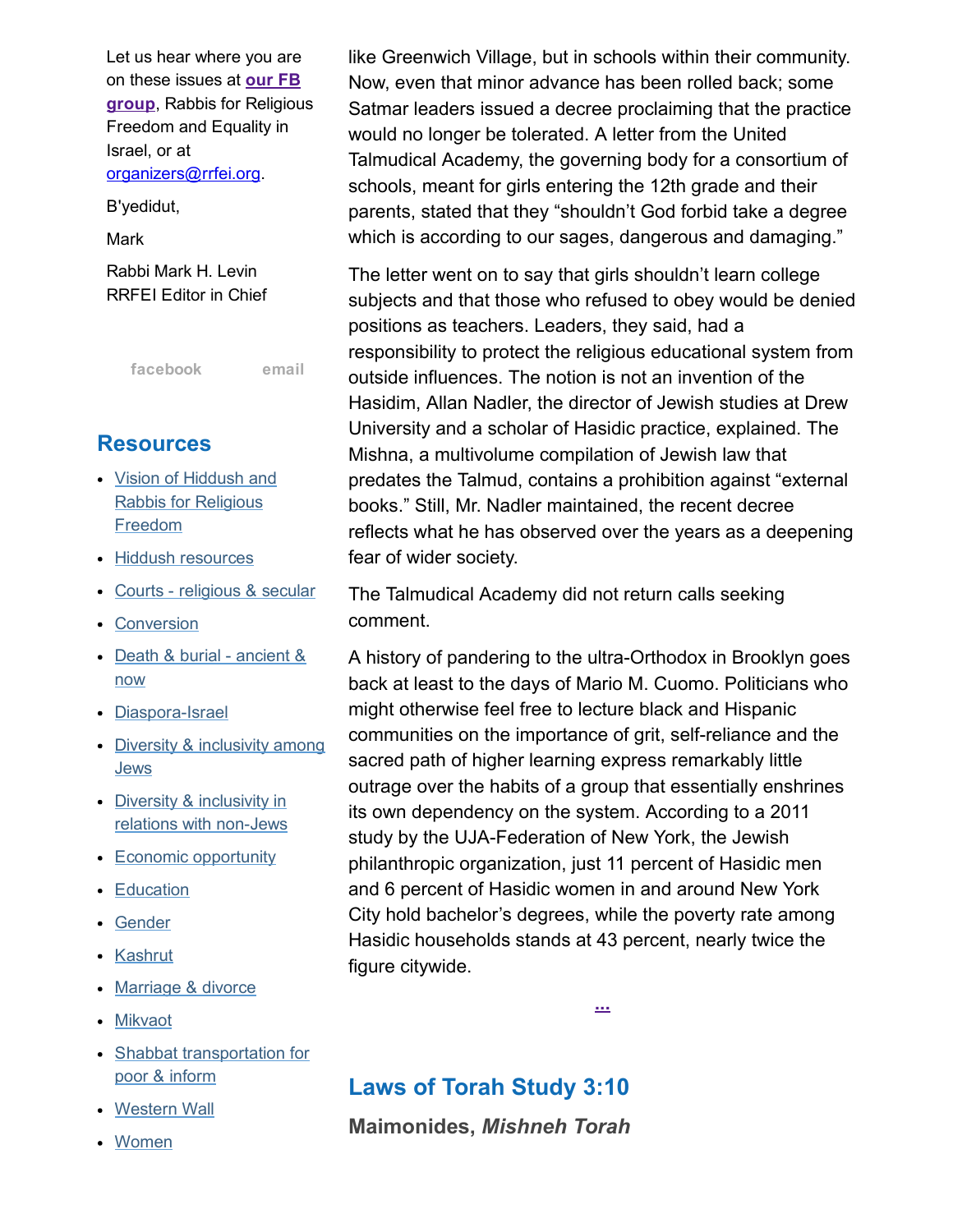Let us hear where you are on these issues at **our FB group**, Rabbis for Religious Freedom and Equality in Israel, or at organizers@rrfei.org.

B'yedidut,

Mark

Rabbi Mark H. Levin
RRFEI Editor in Chief

facebook email

## Resources

- Vision of Hiddush and Rabbis for Religious Freedom
- Hiddush resources
- Courts - religious & secular
- Conversion
- Death & burial - ancient & now
- Diaspora-Israel
- Diversity & inclusivity among Jews
- Diversity & inclusivity in relations with non-Jews
- Economic opportunity
- Education
- Gender
- Kashrut
- Marriage & divorce
- Mikvaot
- Shabbat transportation for poor & inform
- Western Wall
- Women

like Greenwich Village, but in schools within their community. Now, even that minor advance has been rolled back; some Satmar leaders issued a decree proclaiming that the practice would no longer be tolerated. A letter from the United Talmudical Academy, the governing body for a consortium of schools, meant for girls entering the 12th grade and their parents, stated that they "shouldn't God forbid take a degree which is according to our sages, dangerous and damaging."

The letter went on to say that girls shouldn't learn college subjects and that those who refused to obey would be denied positions as teachers. Leaders, they said, had a responsibility to protect the religious educational system from outside influences. The notion is not an invention of the Hasidim, Allan Nadler, the director of Jewish studies at Drew University and a scholar of Hasidic practice, explained. The Mishna, a multivolume compilation of Jewish law that predates the Talmud, contains a prohibition against "external books." Still, Mr. Nadler maintained, the recent decree reflects what he has observed over the years as a deepening fear of wider society.

The Talmudical Academy did not return calls seeking comment.

A history of pandering to the ultra-Orthodox in Brooklyn goes back at least to the days of Mario M. Cuomo. Politicians who might otherwise feel free to lecture black and Hispanic communities on the importance of grit, self-reliance and the sacred path of higher learning express remarkably little outrage over the habits of a group that essentially enshrines its own dependency on the system. According to a 2011 study by the UJA-Federation of New York, the Jewish philanthropic organization, just 11 percent of Hasidic men and 6 percent of Hasidic women in and around New York City hold bachelor's degrees, while the poverty rate among Hasidic households stands at 43 percent, nearly twice the figure citywide.

...

## Laws of Torah Study 3:10

### Maimonides, *Mishneh Torah*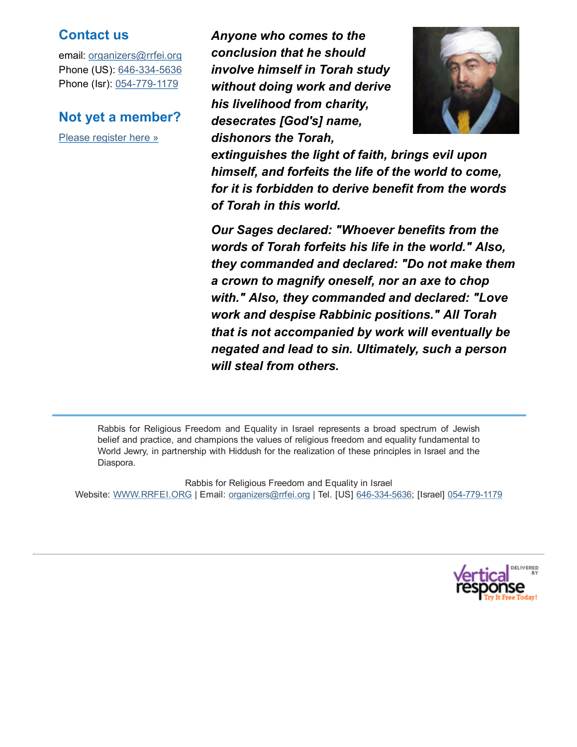## Contact us

email: organizers@rrfei.org
Phone (US): 646-334-5636
Phone (Isr): 054-779-1179

## Not yet a member?

Please register here »

***Anyone who comes to the conclusion that he should involve himself in Torah study without doing work and derive his livelihood from charity, desecrates [God's] name, dishonors the Torah, extinguishes the light of faith, brings evil upon himself, and forfeits the life of the world to come, for it is forbidden to derive benefit from the words of Torah in this world.***

***Our Sages declared: "Whoever benefits from the words of Torah forfeits his life in the world." Also, they commanded and declared: "Do not make them a crown to magnify oneself, nor an axe to chop with." Also, they commanded and declared: "Love work and despise Rabbinic positions." All Torah that is not accompanied by work will eventually be negated and lead to sin. Ultimately, such a person will steal from others.***

---

Rabbis for Religious Freedom and Equality in Israel represents a broad spectrum of Jewish belief and practice, and champions the values of religious freedom and equality fundamental to World Jewry, in partnership with Hiddush for the realization of these principles in Israel and the Diaspora.

Rabbis for Religious Freedom and Equality in Israel
Website: WWW.RRFEI.ORG | Email: organizers@rrfei.org | Tel. [US] 646-334-5636; [Israel] 054-779-1179

Delivered by Vertical Response — Try It Free Today!